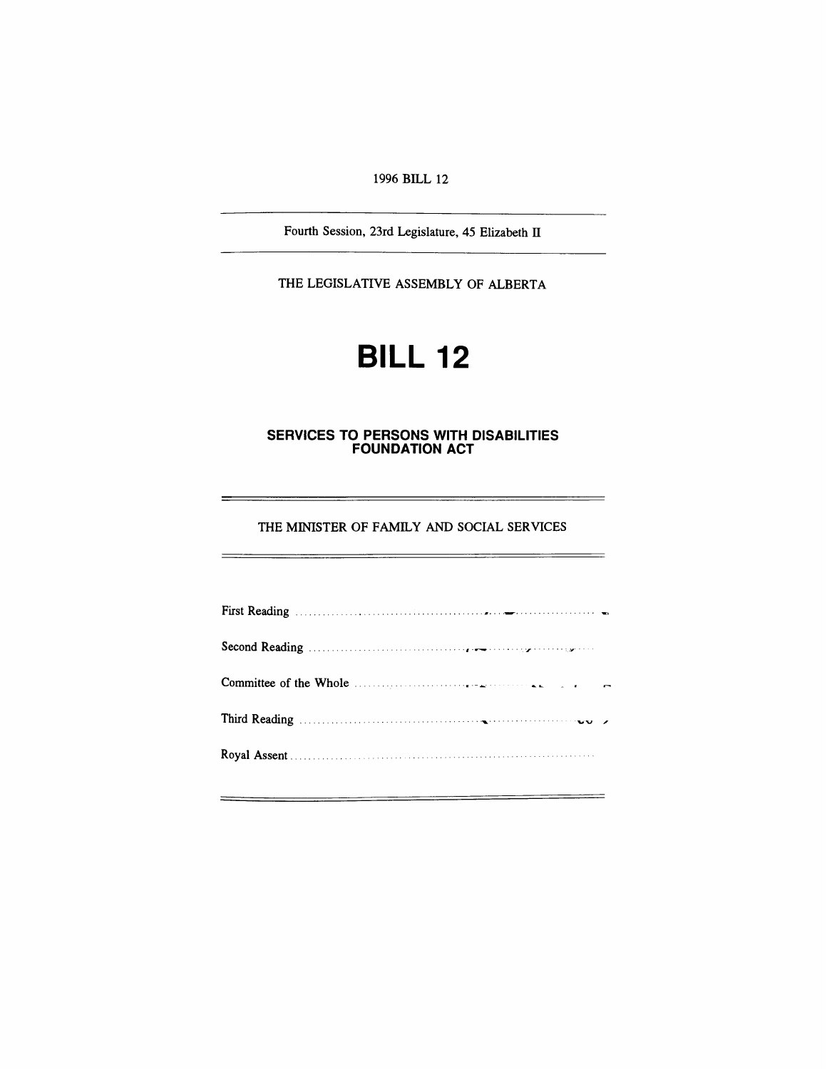1996 BILL 12

Fourth Session, 23rd Legislature, 45 Elizabeth II

THE LEGISLATIVE ASSEMBLY OF ALBERTA

# BILL 12

## SERVICES TO PERSONS WITH DISABILITIES FOUNDATION ACT

THE MINISTER OF FAMILY AND SOCIAL SERVICES

First Reading ..........................................................................

Second Reading ..........................................................................

Committee of the Whole ..........................................................................

Third Reading ..........................................................................

Royal Assent ..........................................................................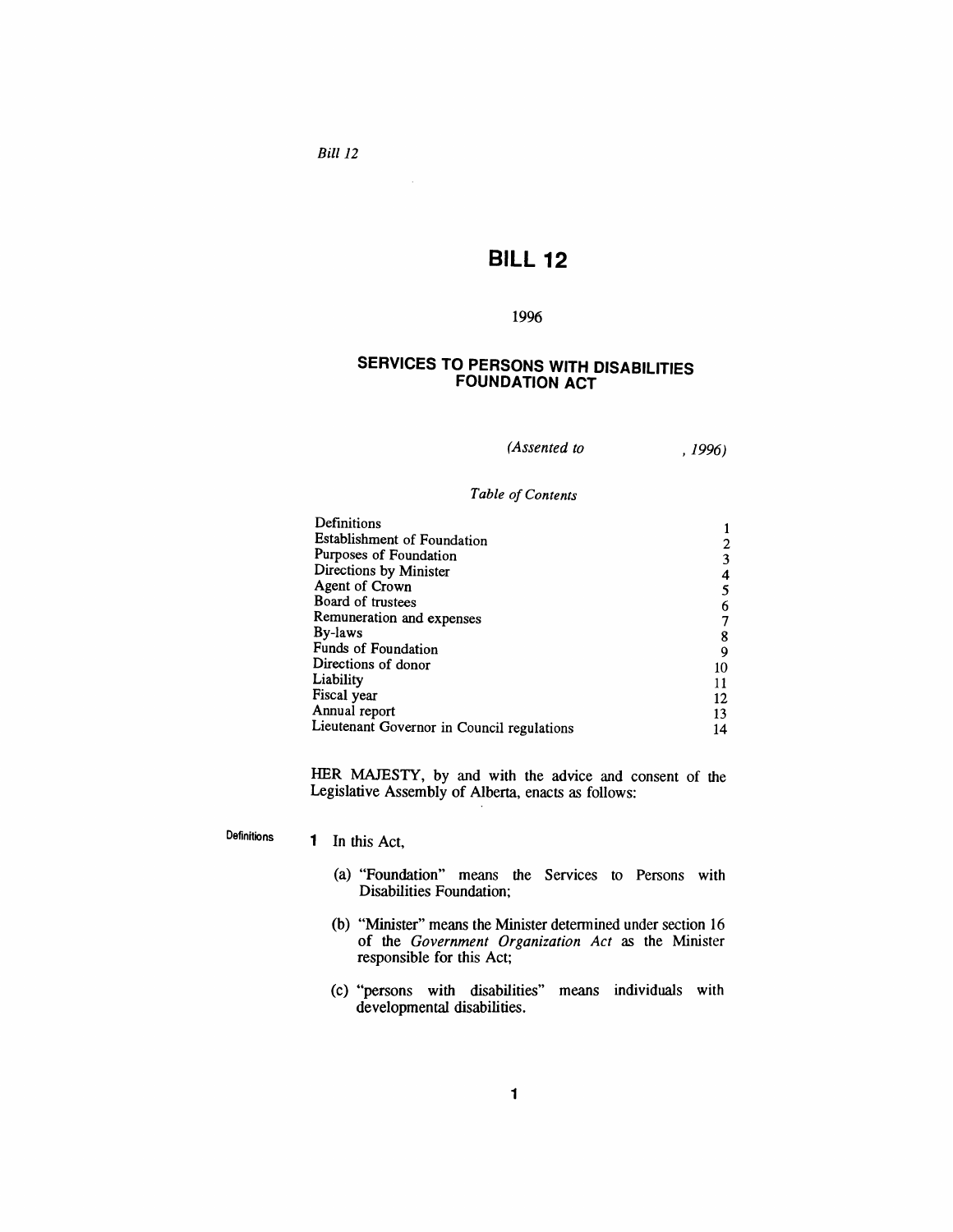*Bill 12*

# BILL 12

1996

## SERVICES TO PERSONS WITH DISABILITIES FOUNDATION ACT

*(Assented to , 1996)*

*Table of Contents*

| | |
|---|---|
| Definitions | 1 |
| Establishment of Foundation | 2 |
| Purposes of Foundation | 3 |
| Directions by Minister | 4 |
| Agent of Crown | 5 |
| Board of trustees | 6 |
| Remuneration and expenses | 7 |
| By-laws | 8 |
| Funds of Foundation | 9 |
| Directions of donor | 10 |
| Liability | 11 |
| Fiscal year | 12 |
| Annual report | 13 |
| Lieutenant Governor in Council regulations | 14 |

HER MAJESTY, by and with the advice and consent of the Legislative Assembly of Alberta, enacts as follows:

Definitions

**1** In this Act,

(a) "Foundation" means the Services to Persons with Disabilities Foundation;

(b) "Minister" means the Minister determined under section 16 of the *Government Organization Act* as the Minister responsible for this Act;

(c) "persons with disabilities" means individuals with developmental disabilities.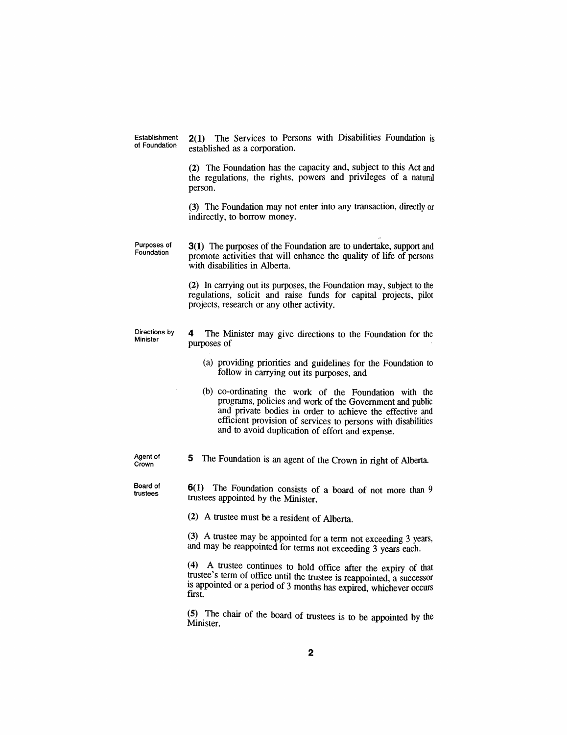**Establishment of Foundation**

**2(1)** The Services to Persons with Disabilities Foundation is established as a corporation.

**(2)** The Foundation has the capacity and, subject to this Act and the regulations, the rights, powers and privileges of a natural person.

**(3)** The Foundation may not enter into any transaction, directly or indirectly, to borrow money.

**Purposes of Foundation**

**3(1)** The purposes of the Foundation are to undertake, support and promote activities that will enhance the quality of life of persons with disabilities in Alberta.

**(2)** In carrying out its purposes, the Foundation may, subject to the regulations, solicit and raise funds for capital projects, pilot projects, research or any other activity.

**Directions by Minister**

**4** The Minister may give directions to the Foundation for the purposes of

(a) providing priorities and guidelines for the Foundation to follow in carrying out its purposes, and

(b) co-ordinating the work of the Foundation with the programs, policies and work of the Government and public and private bodies in order to achieve the effective and efficient provision of services to persons with disabilities and to avoid duplication of effort and expense.

**Agent of Crown**

**5** The Foundation is an agent of the Crown in right of Alberta.

**Board of trustees**

**6(1)** The Foundation consists of a board of not more than 9 trustees appointed by the Minister.

**(2)** A trustee must be a resident of Alberta.

**(3)** A trustee may be appointed for a term not exceeding 3 years, and may be reappointed for terms not exceeding 3 years each.

**(4)** A trustee continues to hold office after the expiry of that trustee's term of office until the trustee is reappointed, a successor is appointed or a period of 3 months has expired, whichever occurs first.

**(5)** The chair of the board of trustees is to be appointed by the Minister.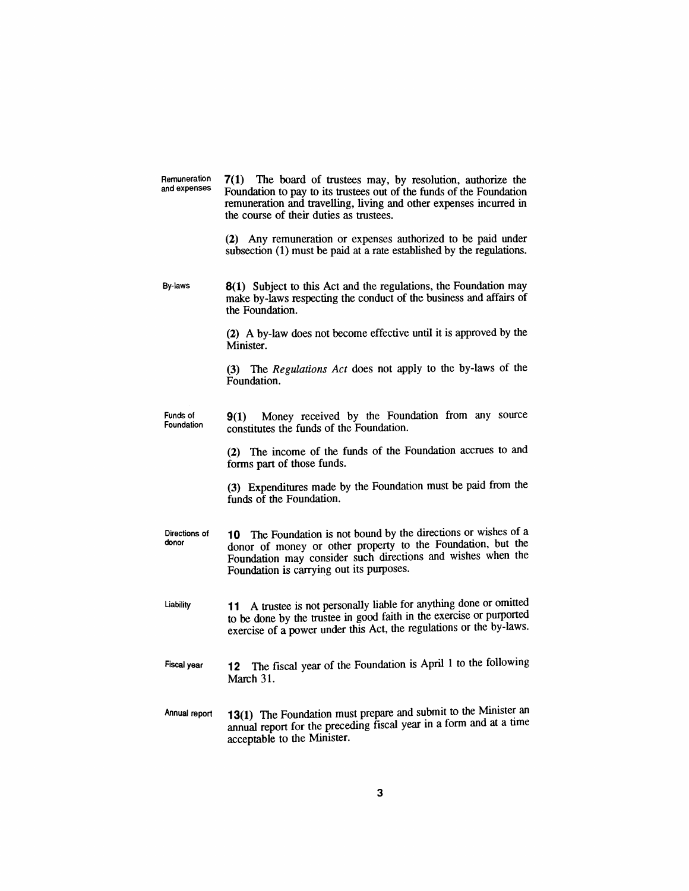**Remuneration and expenses**

**7(1)** The board of trustees may, by resolution, authorize the Foundation to pay to its trustees out of the funds of the Foundation remuneration and travelling, living and other expenses incurred in the course of their duties as trustees.

**(2)** Any remuneration or expenses authorized to be paid under subsection (1) must be paid at a rate established by the regulations.

**By-laws**

**8(1)** Subject to this Act and the regulations, the Foundation may make by-laws respecting the conduct of the business and affairs of the Foundation.

**(2)** A by-law does not become effective until it is approved by the Minister.

**(3)** The *Regulations Act* does not apply to the by-laws of the Foundation.

**Funds of Foundation**

**9(1)** Money received by the Foundation from any source constitutes the funds of the Foundation.

**(2)** The income of the funds of the Foundation accrues to and forms part of those funds.

**(3)** Expenditures made by the Foundation must be paid from the funds of the Foundation.

**Directions of donor**

**10** The Foundation is not bound by the directions or wishes of a donor of money or other property to the Foundation, but the Foundation may consider such directions and wishes when the Foundation is carrying out its purposes.

**Liability**

**11** A trustee is not personally liable for anything done or omitted to be done by the trustee in good faith in the exercise or purported exercise of a power under this Act, the regulations or the by-laws.

**Fiscal year**

**12** The fiscal year of the Foundation is April 1 to the following March 31.

**Annual report**

**13(1)** The Foundation must prepare and submit to the Minister an annual report for the preceding fiscal year in a form and at a time acceptable to the Minister.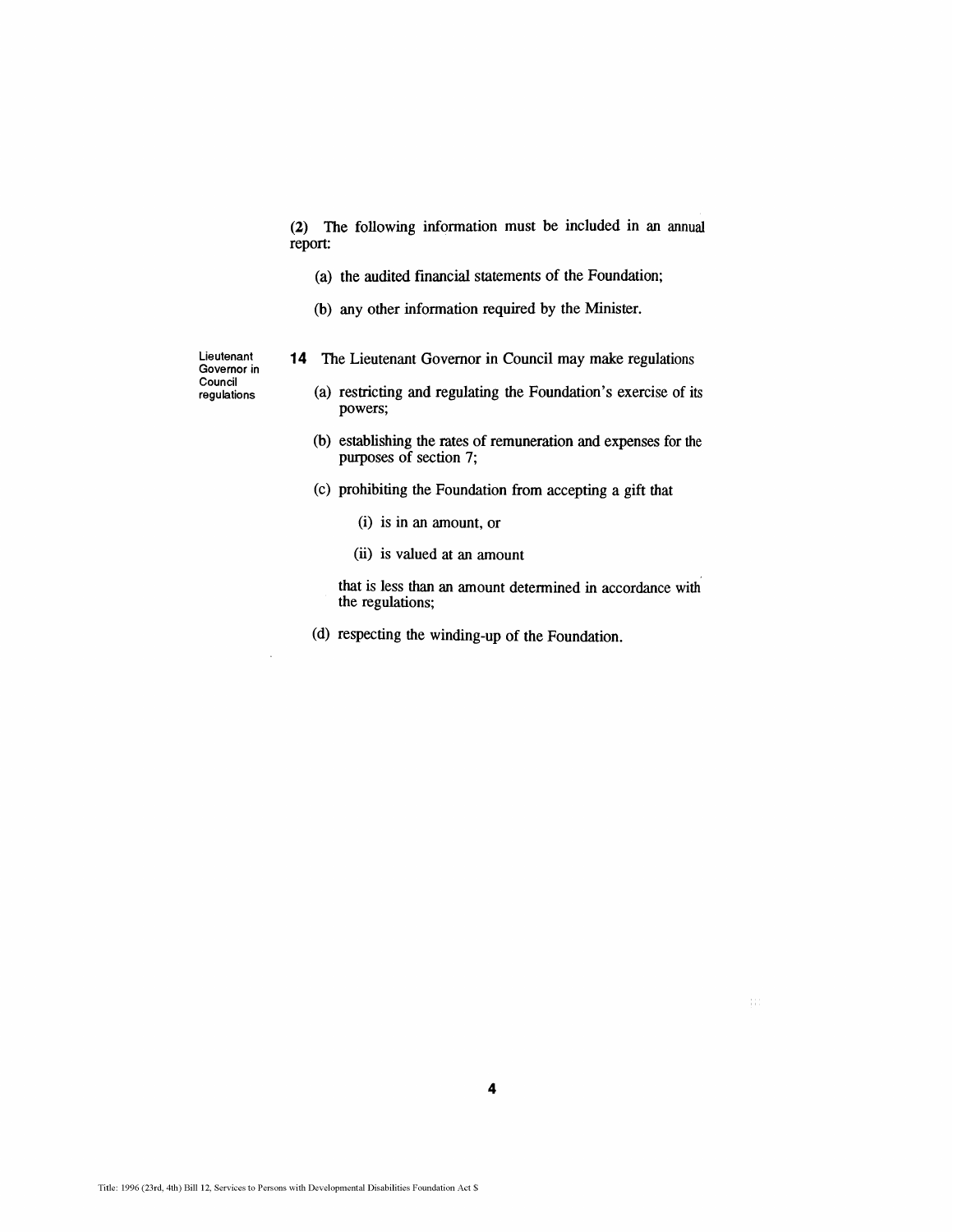**(2)** The following information must be included in an annual report:

(a) the audited financial statements of the Foundation;

(b) any other information required by the Minister.

Lieutenant Governor in Council regulations

**14** The Lieutenant Governor in Council may make regulations

(a) restricting and regulating the Foundation's exercise of its powers;

(b) establishing the rates of remuneration and expenses for the purposes of section 7;

(c) prohibiting the Foundation from accepting a gift that

(i) is in an amount, or

(ii) is valued at an amount

that is less than an amount determined in accordance with the regulations;

(d) respecting the winding-up of the Foundation.